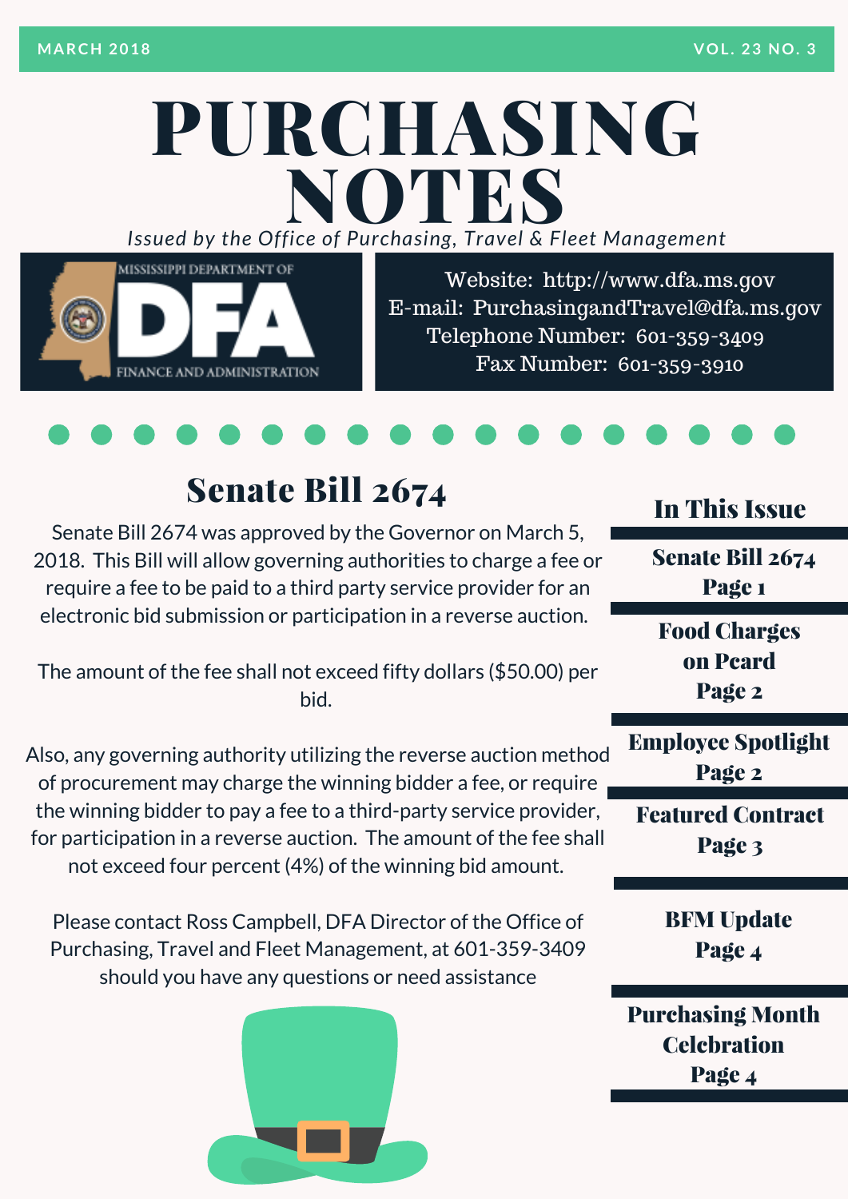MARCH 2018 VOL. 23 NO. 3

# PURCHASING NOTES

*Issued by the Office of Purchasing, Travel & Fleet Management*

MISSISSIPPI DEPARTMENT OF DFA FINANCE AND ADMINISTRATION

Website: http://www.dfa.ms.gov
E-mail: PurchasingandTravel@dfa.ms.gov
Telephone Number: 601-359-3409
Fax Number: 601-359-3910

## Senate Bill 2674

Senate Bill 2674 was approved by the Governor on March 5, 2018. This Bill will allow governing authorities to charge a fee or require a fee to be paid to a third party service provider for an electronic bid submission or participation in a reverse auction.

The amount of the fee shall not exceed fifty dollars ($50.00) per bid.

Also, any governing authority utilizing the reverse auction method of procurement may charge the winning bidder a fee, or require the winning bidder to pay a fee to a third-party service provider, for participation in a reverse auction. The amount of the fee shall not exceed four percent (4%) of the winning bid amount.

Please contact Ross Campbell, DFA Director of the Office of Purchasing, Travel and Fleet Management, at 601-359-3409 should you have any questions or need assistance

## In This Issue

**Senate Bill 2674**
Page 1

**Food Charges on Pcard**
Page 2

**Employee Spotlight**
Page 2

**Featured Contract**
Page 3

**BFM Update**
Page 4

**Purchasing Month Celebration**
Page 4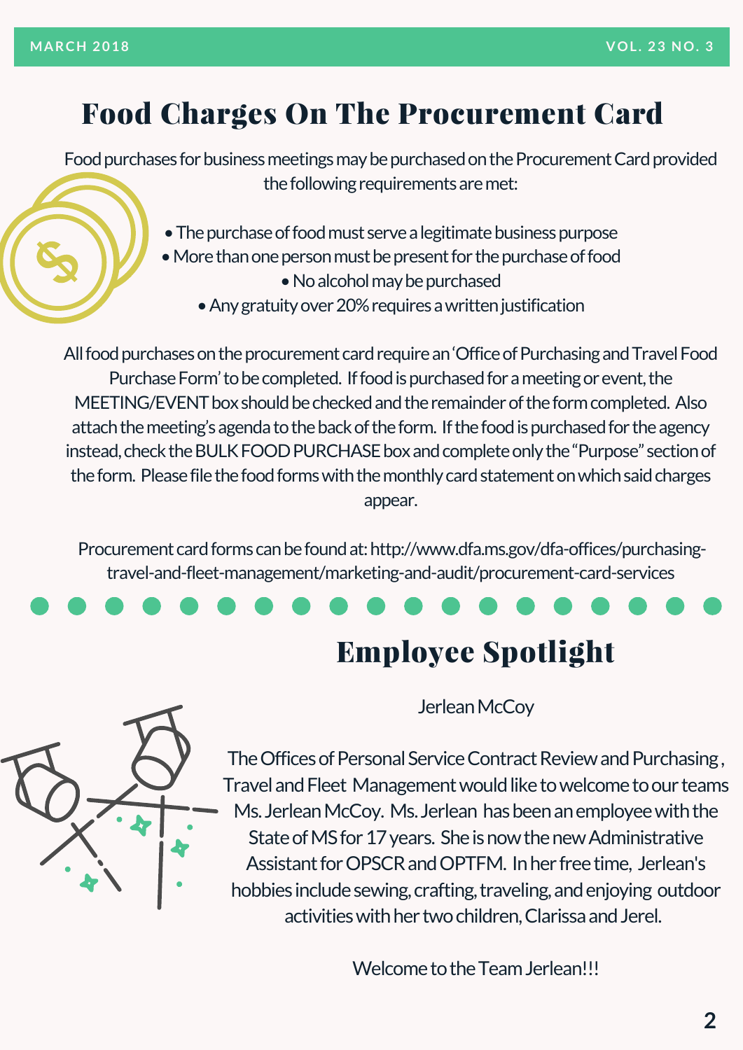# Food Charges On The Procurement Card

Food purchases for business meetings may be purchased on the Procurement Card provided the following requirements are met:

- The purchase of food must serve a legitimate business purpose
- More than one person must be present for the purchase of food
- No alcohol may be purchased
- Any gratuity over 20% requires a written justification

All food purchases on the procurement card require an 'Office of Purchasing and Travel Food Purchase Form' to be completed. If food is purchased for a meeting or event, the MEETING/EVENT box should be checked and the remainder of the form completed. Also attach the meeting's agenda to the back of the form. If the food is purchased for the agency instead, check the BULK FOOD PURCHASE box and complete only the "Purpose" section of the form. Please file the food forms with the monthly card statement on which said charges appear.

Procurement card forms can be found at: http://www.dfa.ms.gov/dfa-offices/purchasing-travel-and-fleet-management/marketing-and-audit/procurement-card-services

# Employee Spotlight

Jerlean McCoy

The Offices of Personal Service Contract Review and Purchasing , Travel and Fleet Management would like to welcome to our teams Ms. Jerlean McCoy. Ms. Jerlean has been an employee with the State of MS for 17 years. She is now the new Administrative Assistant for OPSCR and OPTFM. In her free time, Jerlean's hobbies include sewing, crafting, traveling, and enjoying outdoor activities with her two children, Clarissa and Jerel.

Welcome to the Team Jerlean!!!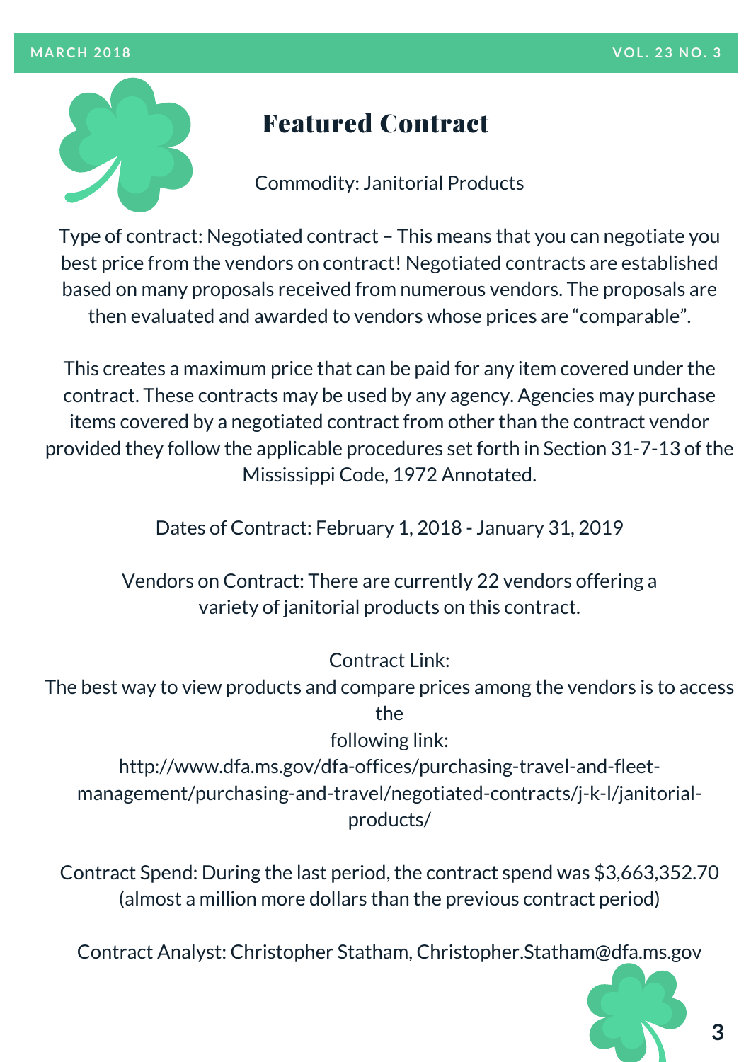# Featured Contract

Commodity: Janitorial Products

Type of contract: Negotiated contract – This means that you can negotiate you best price from the vendors on contract! Negotiated contracts are established based on many proposals received from numerous vendors. The proposals are then evaluated and awarded to vendors whose prices are "comparable".

This creates a maximum price that can be paid for any item covered under the contract. These contracts may be used by any agency. Agencies may purchase items covered by a negotiated contract from other than the contract vendor provided they follow the applicable procedures set forth in Section 31-7-13 of the Mississippi Code, 1972 Annotated.

Dates of Contract: February 1, 2018 - January 31, 2019

Vendors on Contract: There are currently 22 vendors offering a variety of janitorial products on this contract.

Contract Link:
The best way to view products and compare prices among the vendors is to access the following link:
http://www.dfa.ms.gov/dfa-offices/purchasing-travel-and-fleet-management/purchasing-and-travel/negotiated-contracts/j-k-l/janitorial-products/

Contract Spend: During the last period, the contract spend was $3,663,352.70 (almost a million more dollars than the previous contract period)

Contract Analyst: Christopher Statham, Christopher.Statham@dfa.ms.gov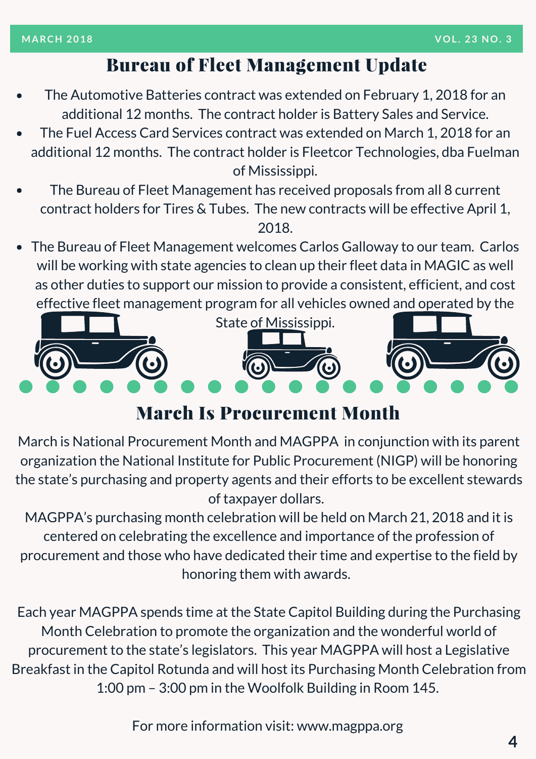# Bureau of Fleet Management Update

- The Automotive Batteries contract was extended on February 1, 2018 for an additional 12 months. The contract holder is Battery Sales and Service.
- The Fuel Access Card Services contract was extended on March 1, 2018 for an additional 12 months. The contract holder is Fleetcor Technologies, dba Fuelman of Mississippi.
- The Bureau of Fleet Management has received proposals from all 8 current contract holders for Tires & Tubes. The new contracts will be effective April 1, 2018.
- The Bureau of Fleet Management welcomes Carlos Galloway to our team. Carlos will be working with state agencies to clean up their fleet data in MAGIC as well as other duties to support our mission to provide a consistent, efficient, and cost effective fleet management program for all vehicles owned and operated by the State of Mississippi.

# March Is Procurement Month

March is National Procurement Month and MAGPPA in conjunction with its parent organization the National Institute for Public Procurement (NIGP) will be honoring the state's purchasing and property agents and their efforts to be excellent stewards of taxpayer dollars.

MAGPPA's purchasing month celebration will be held on March 21, 2018 and it is centered on celebrating the excellence and importance of the profession of procurement and those who have dedicated their time and expertise to the field by honoring them with awards.

Each year MAGPPA spends time at the State Capitol Building during the Purchasing Month Celebration to promote the organization and the wonderful world of procurement to the state's legislators. This year MAGPPA will host a Legislative Breakfast in the Capitol Rotunda and will host its Purchasing Month Celebration from 1:00 pm – 3:00 pm in the Woolfolk Building in Room 145.

For more information visit: www.magppa.org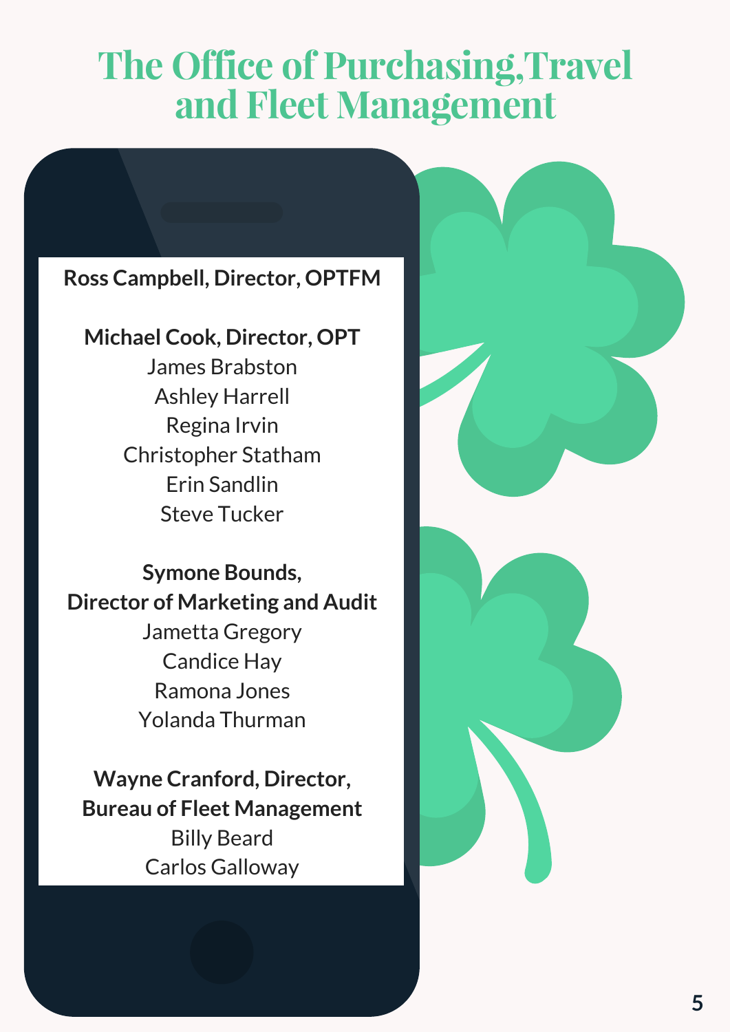# The Office of Purchasing,Travel and Fleet Management

**Ross Campbell, Director, OPTFM**

**Michael Cook, Director, OPT**

James Brabston

Ashley Harrell

Regina Irvin

Christopher Statham

Erin Sandlin

Steve Tucker

**Symone Bounds, Director of Marketing and Audit**

Jametta Gregory

Candice Hay

Ramona Jones

Yolanda Thurman

**Wayne Cranford, Director, Bureau of Fleet Management**

Billy Beard

Carlos Galloway